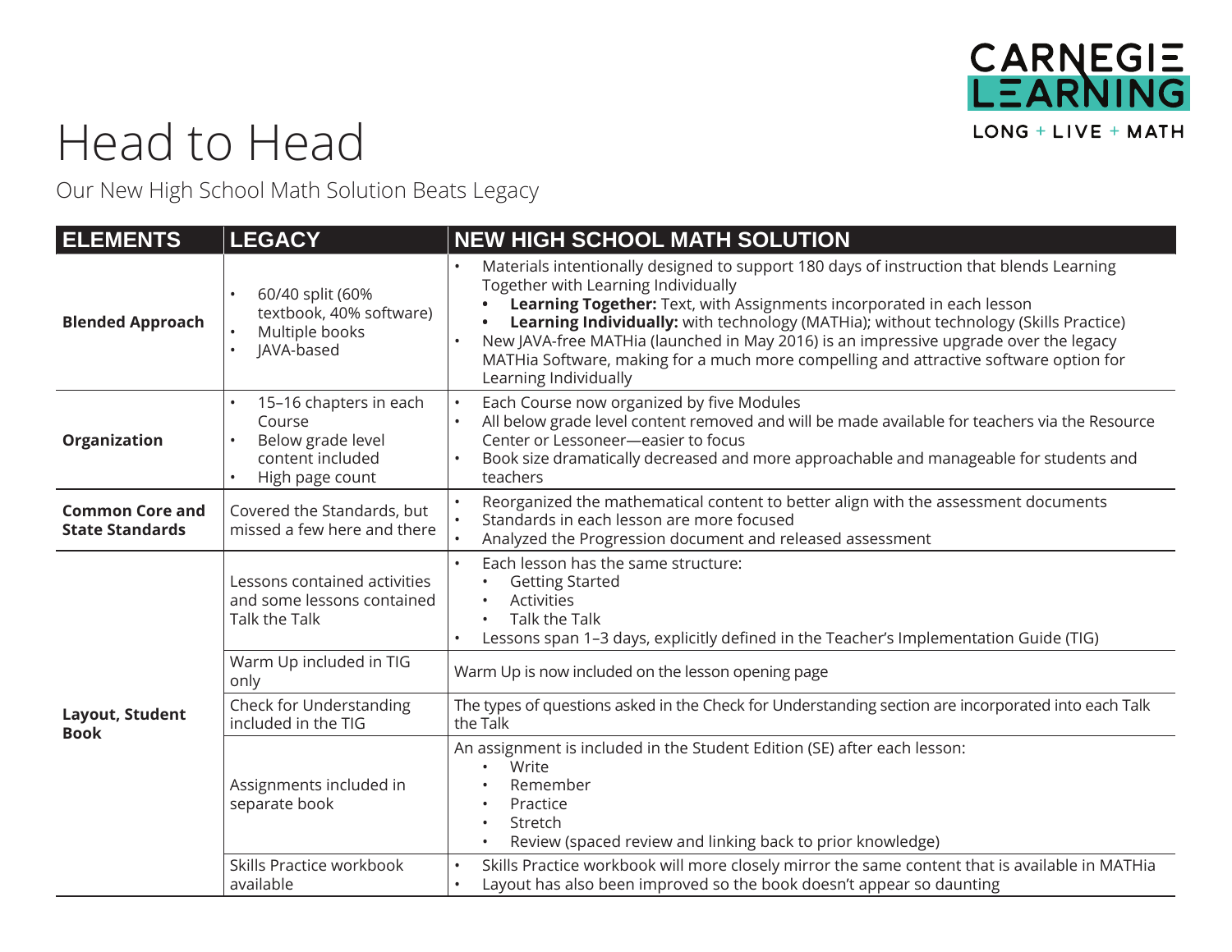CARNEGIE LEARNING

LONG + LIVE + MATH

# Head to Head

Our New High School Math Solution Beats Legacy

| ELEMENTS | LEGACY | NEW HIGH SCHOOL MATH SOLUTION |
|---|---|---|
| **Blended Approach** | • 60/40 split (60% textbook, 40% software)<br>• Multiple books<br>• JAVA-based | • Materials intentionally designed to support 180 days of instruction that blends Learning Together with Learning Individually<br>  • **Learning Together:** Text, with Assignments incorporated in each lesson<br>  • **Learning Individually:** with technology (MATHia); without technology (Skills Practice)<br>• New JAVA-free MATHia (launched in May 2016) is an impressive upgrade over the legacy MATHia Software, making for a much more compelling and attractive software option for Learning Individually |
| **Organization** | • 15–16 chapters in each Course<br>• Below grade level content included<br>• High page count | • Each Course now organized by five Modules<br>• All below grade level content removed and will be made available for teachers via the Resource Center or Lessoneer—easier to focus<br>• Book size dramatically decreased and more approachable and manageable for students and teachers |
| **Common Core and State Standards** | Covered the Standards, but missed a few here and there | • Reorganized the mathematical content to better align with the assessment documents<br>• Standards in each lesson are more focused<br>• Analyzed the Progression document and released assessment |
| **Layout, Student Book** | Lessons contained activities and some lessons contained Talk the Talk | • Each lesson has the same structure:<br>  • Getting Started<br>  • Activities<br>  • Talk the Talk<br>• Lessons span 1–3 days, explicitly defined in the Teacher's Implementation Guide (TIG) |
| | Warm Up included in TIG only | Warm Up is now included on the lesson opening page |
| | Check for Understanding included in the TIG | The types of questions asked in the Check for Understanding section are incorporated into each Talk the Talk |
| | Assignments included in separate book | An assignment is included in the Student Edition (SE) after each lesson:<br>  • Write<br>  • Remember<br>  • Practice<br>  • Stretch<br>  • Review (spaced review and linking back to prior knowledge) |
| | Skills Practice workbook available | • Skills Practice workbook will more closely mirror the same content that is available in MATHia<br>• Layout has also been improved so the book doesn't appear so daunting |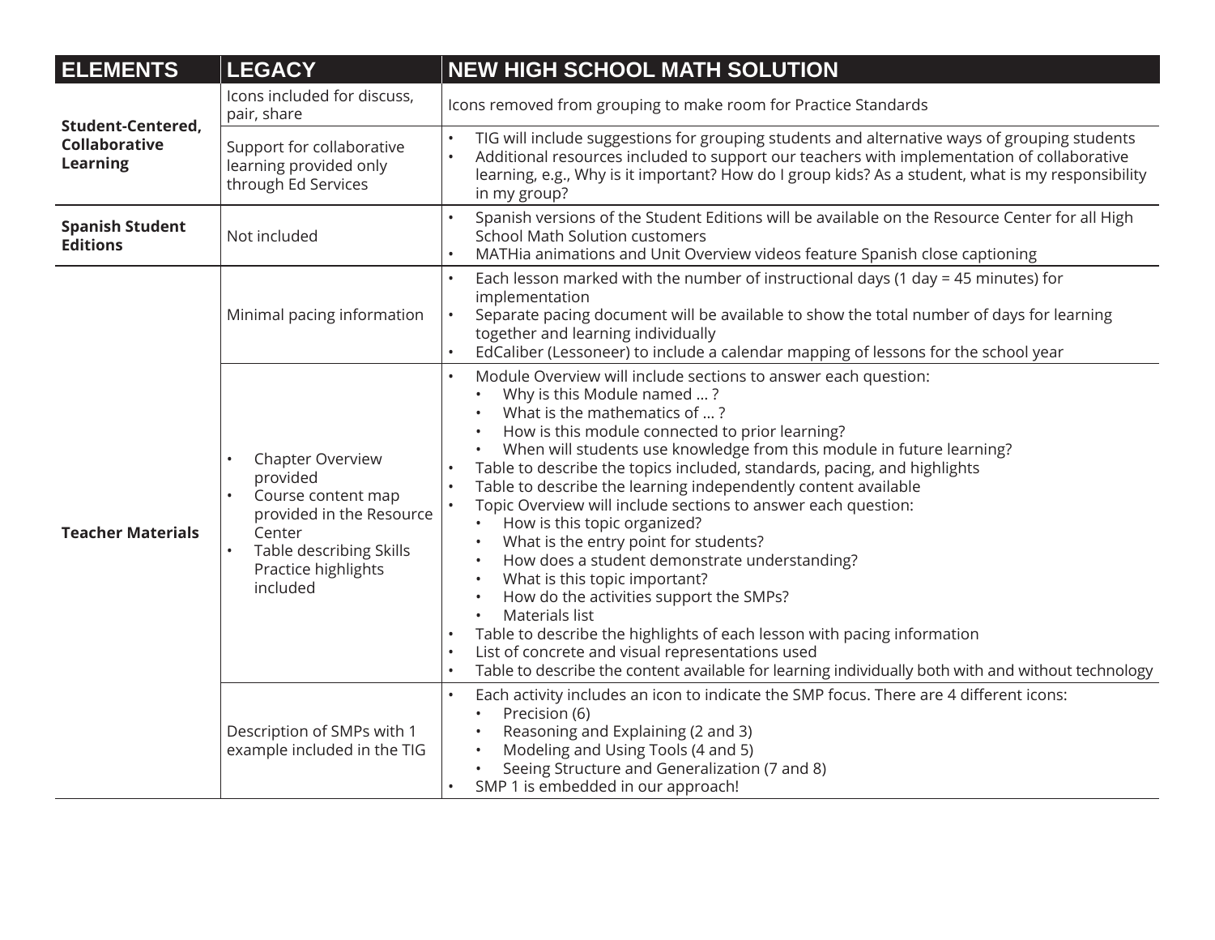| ELEMENTS | LEGACY | NEW HIGH SCHOOL MATH SOLUTION |
| --- | --- | --- |
| **Student-Centered, Collaborative Learning** | Icons included for discuss, pair, share | Icons removed from grouping to make room for Practice Standards |
| | Support for collaborative learning provided only through Ed Services | • TIG will include suggestions for grouping students and alternative ways of grouping students<br>• Additional resources included to support our teachers with implementation of collaborative learning, e.g., Why is it important? How do I group kids? As a student, what is my responsibility in my group? |
| **Spanish Student Editions** | Not included | • Spanish versions of the Student Editions will be available on the Resource Center for all High School Math Solution customers<br>• MATHia animations and Unit Overview videos feature Spanish close captioning |
| **Teacher Materials** | Minimal pacing information | • Each lesson marked with the number of instructional days (1 day = 45 minutes) for implementation<br>• Separate pacing document will be available to show the total number of days for learning together and learning individually<br>• EdCaliber (Lessoneer) to include a calendar mapping of lessons for the school year |
| | • Chapter Overview provided<br>• Course content map provided in the Resource Center<br>• Table describing Skills Practice highlights included | • Module Overview will include sections to answer each question:<br>&nbsp;&nbsp;&nbsp;&nbsp;• Why is this Module named … ?<br>&nbsp;&nbsp;&nbsp;&nbsp;• What is the mathematics of … ?<br>&nbsp;&nbsp;&nbsp;&nbsp;• How is this module connected to prior learning?<br>&nbsp;&nbsp;&nbsp;&nbsp;• When will students use knowledge from this module in future learning?<br>• Table to describe the topics included, standards, pacing, and highlights<br>• Table to describe the learning independently content available<br>• Topic Overview will include sections to answer each question:<br>&nbsp;&nbsp;&nbsp;&nbsp;• How is this topic organized?<br>&nbsp;&nbsp;&nbsp;&nbsp;• What is the entry point for students?<br>&nbsp;&nbsp;&nbsp;&nbsp;• How does a student demonstrate understanding?<br>&nbsp;&nbsp;&nbsp;&nbsp;• What is this topic important?<br>&nbsp;&nbsp;&nbsp;&nbsp;• How do the activities support the SMPs?<br>&nbsp;&nbsp;&nbsp;&nbsp;• Materials list<br>• Table to describe the highlights of each lesson with pacing information<br>• List of concrete and visual representations used<br>• Table to describe the content available for learning individually both with and without technology |
| | Description of SMPs with 1 example included in the TIG | • Each activity includes an icon to indicate the SMP focus. There are 4 different icons:<br>&nbsp;&nbsp;&nbsp;&nbsp;• Precision (6)<br>&nbsp;&nbsp;&nbsp;&nbsp;• Reasoning and Explaining (2 and 3)<br>&nbsp;&nbsp;&nbsp;&nbsp;• Modeling and Using Tools (4 and 5)<br>&nbsp;&nbsp;&nbsp;&nbsp;• Seeing Structure and Generalization (7 and 8)<br>• SMP 1 is embedded in our approach! |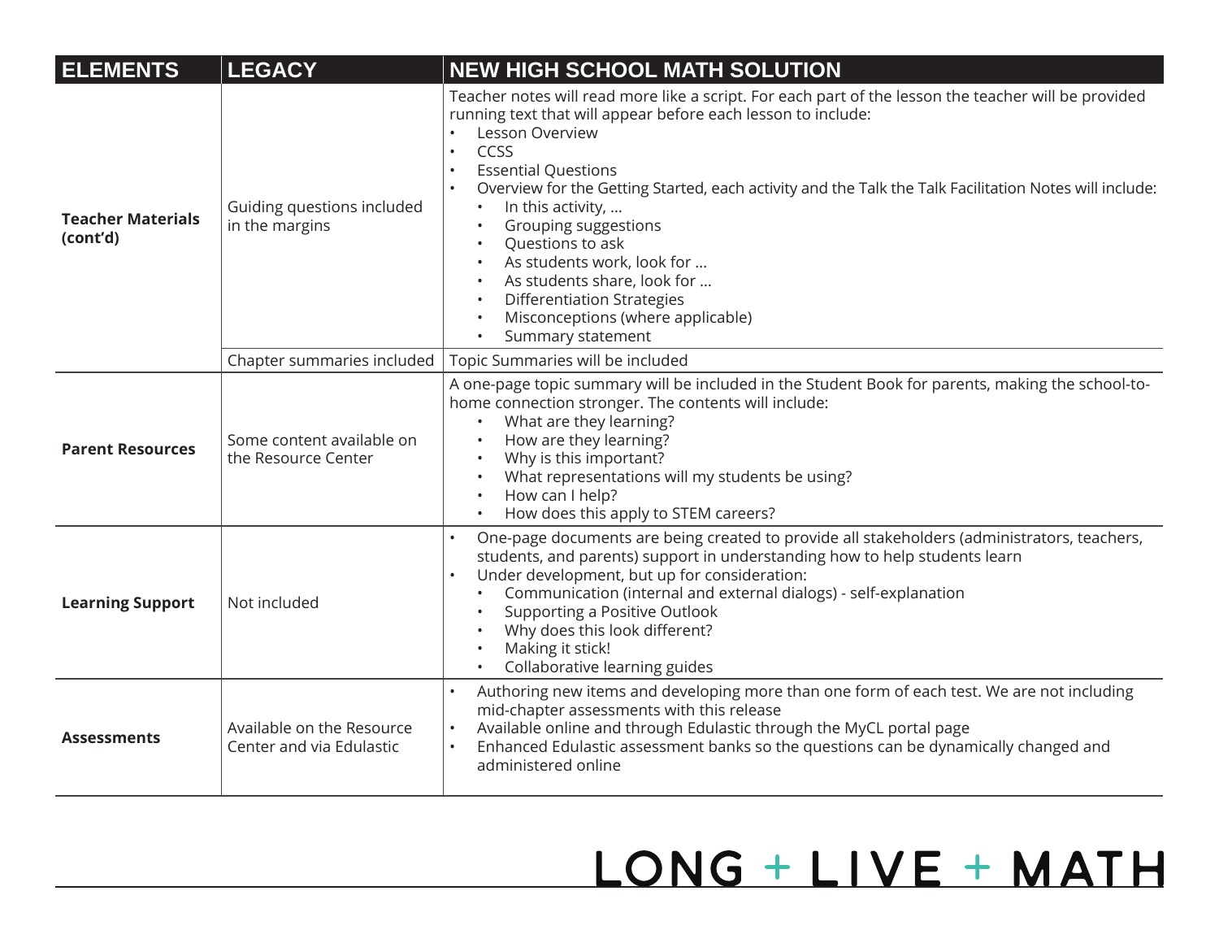| ELEMENTS | LEGACY | NEW HIGH SCHOOL MATH SOLUTION |
|---|---|---|
| **Teacher Materials (cont'd)** | Guiding questions included in the margins | Teacher notes will read more like a script. For each part of the lesson the teacher will be provided running text that will appear before each lesson to include:<br>• Lesson Overview<br>• CCSS<br>• Essential Questions<br>• Overview for the Getting Started, each activity and the Talk the Talk Facilitation Notes will include:<br>  • In this activity, …<br>  • Grouping suggestions<br>  • Questions to ask<br>  • As students work, look for …<br>  • As students share, look for …<br>  • Differentiation Strategies<br>  • Misconceptions (where applicable)<br>  • Summary statement |
| | Chapter summaries included | Topic Summaries will be included |
| **Parent Resources** | Some content available on the Resource Center | A one-page topic summary will be included in the Student Book for parents, making the school-to-home connection stronger. The contents will include:<br>  • What are they learning?<br>  • How are they learning?<br>  • Why is this important?<br>  • What representations will my students be using?<br>  • How can I help?<br>  • How does this apply to STEM careers? |
| **Learning Support** | Not included | • One-page documents are being created to provide all stakeholders (administrators, teachers, students, and parents) support in understanding how to help students learn<br>• Under development, but up for consideration:<br>  • Communication (internal and external dialogs) - self-explanation<br>  • Supporting a Positive Outlook<br>  • Why does this look different?<br>  • Making it stick!<br>  • Collaborative learning guides |
| **Assessments** | Available on the Resource Center and via Edulastic | • Authoring new items and developing more than one form of each test. We are not including mid-chapter assessments with this release<br>• Available online and through Edulastic through the MyCL portal page<br>• Enhanced Edulastic assessment banks so the questions can be dynamically changed and administered online |

LONG + LIVE + MATH